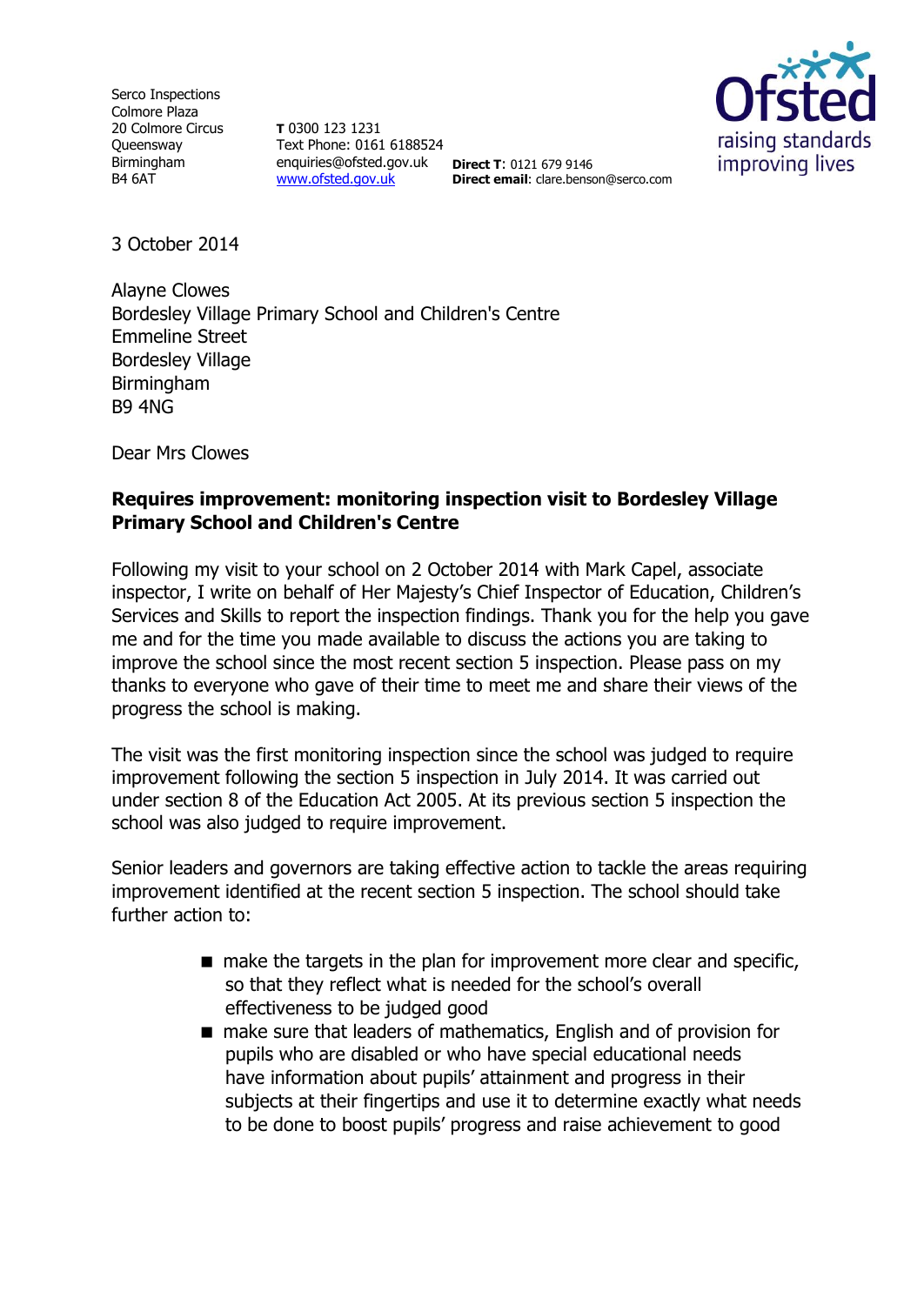Serco Inspections
Colmore Plaza
20 Colmore Circus
Queensway
Birmingham
B4 6AT

**T** 0300 123 1231
Text Phone: 0161 6188524
enquiries@ofsted.gov.uk
www.ofsted.gov.uk

**Direct T**: 0121 679 9146
**Direct email**: clare.benson@serco.com

Ofsted
raising standards
improving lives

3 October 2014

Alayne Clowes
Bordesley Village Primary School and Children's Centre
Emmeline Street
Bordesley Village
Birmingham
B9 4NG

Dear Mrs Clowes

**Requires improvement: monitoring inspection visit to Bordesley Village Primary School and Children's Centre**

Following my visit to your school on 2 October 2014 with Mark Capel, associate inspector, I write on behalf of Her Majesty's Chief Inspector of Education, Children's Services and Skills to report the inspection findings. Thank you for the help you gave me and for the time you made available to discuss the actions you are taking to improve the school since the most recent section 5 inspection. Please pass on my thanks to everyone who gave of their time to meet me and share their views of the progress the school is making.

The visit was the first monitoring inspection since the school was judged to require improvement following the section 5 inspection in July 2014. It was carried out under section 8 of the Education Act 2005. At its previous section 5 inspection the school was also judged to require improvement.

Senior leaders and governors are taking effective action to tackle the areas requiring improvement identified at the recent section 5 inspection. The school should take further action to:

- make the targets in the plan for improvement more clear and specific, so that they reflect what is needed for the school's overall effectiveness to be judged good
- make sure that leaders of mathematics, English and of provision for pupils who are disabled or who have special educational needs have information about pupils' attainment and progress in their subjects at their fingertips and use it to determine exactly what needs to be done to boost pupils' progress and raise achievement to good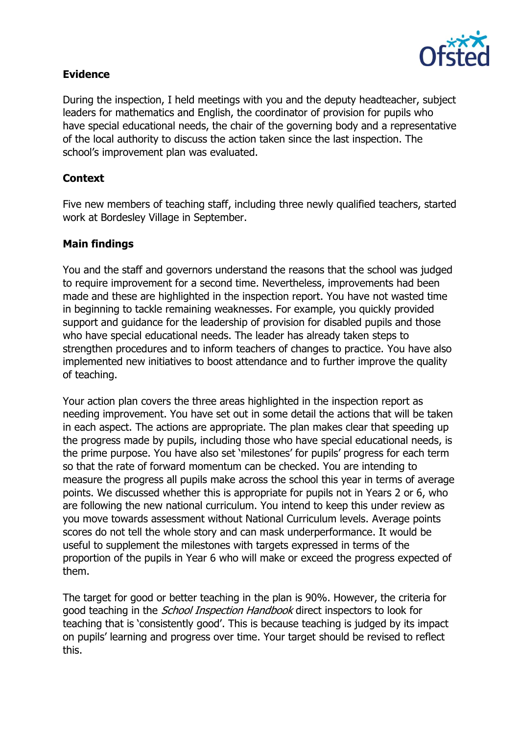**Evidence**

During the inspection, I held meetings with you and the deputy headteacher, subject leaders for mathematics and English, the coordinator of provision for pupils who have special educational needs, the chair of the governing body and a representative of the local authority to discuss the action taken since the last inspection. The school's improvement plan was evaluated.

**Context**

Five new members of teaching staff, including three newly qualified teachers, started work at Bordesley Village in September.

**Main findings**

You and the staff and governors understand the reasons that the school was judged to require improvement for a second time. Nevertheless, improvements had been made and these are highlighted in the inspection report. You have not wasted time in beginning to tackle remaining weaknesses. For example, you quickly provided support and guidance for the leadership of provision for disabled pupils and those who have special educational needs. The leader has already taken steps to strengthen procedures and to inform teachers of changes to practice. You have also implemented new initiatives to boost attendance and to further improve the quality of teaching.

Your action plan covers the three areas highlighted in the inspection report as needing improvement. You have set out in some detail the actions that will be taken in each aspect. The actions are appropriate. The plan makes clear that speeding up the progress made by pupils, including those who have special educational needs, is the prime purpose. You have also set 'milestones' for pupils' progress for each term so that the rate of forward momentum can be checked. You are intending to measure the progress all pupils make across the school this year in terms of average points. We discussed whether this is appropriate for pupils not in Years 2 or 6, who are following the new national curriculum. You intend to keep this under review as you move towards assessment without National Curriculum levels. Average points scores do not tell the whole story and can mask underperformance. It would be useful to supplement the milestones with targets expressed in terms of the proportion of the pupils in Year 6 who will make or exceed the progress expected of them.

The target for good or better teaching in the plan is 90%. However, the criteria for good teaching in the *School Inspection Handbook* direct inspectors to look for teaching that is 'consistently good'. This is because teaching is judged by its impact on pupils' learning and progress over time. Your target should be revised to reflect this.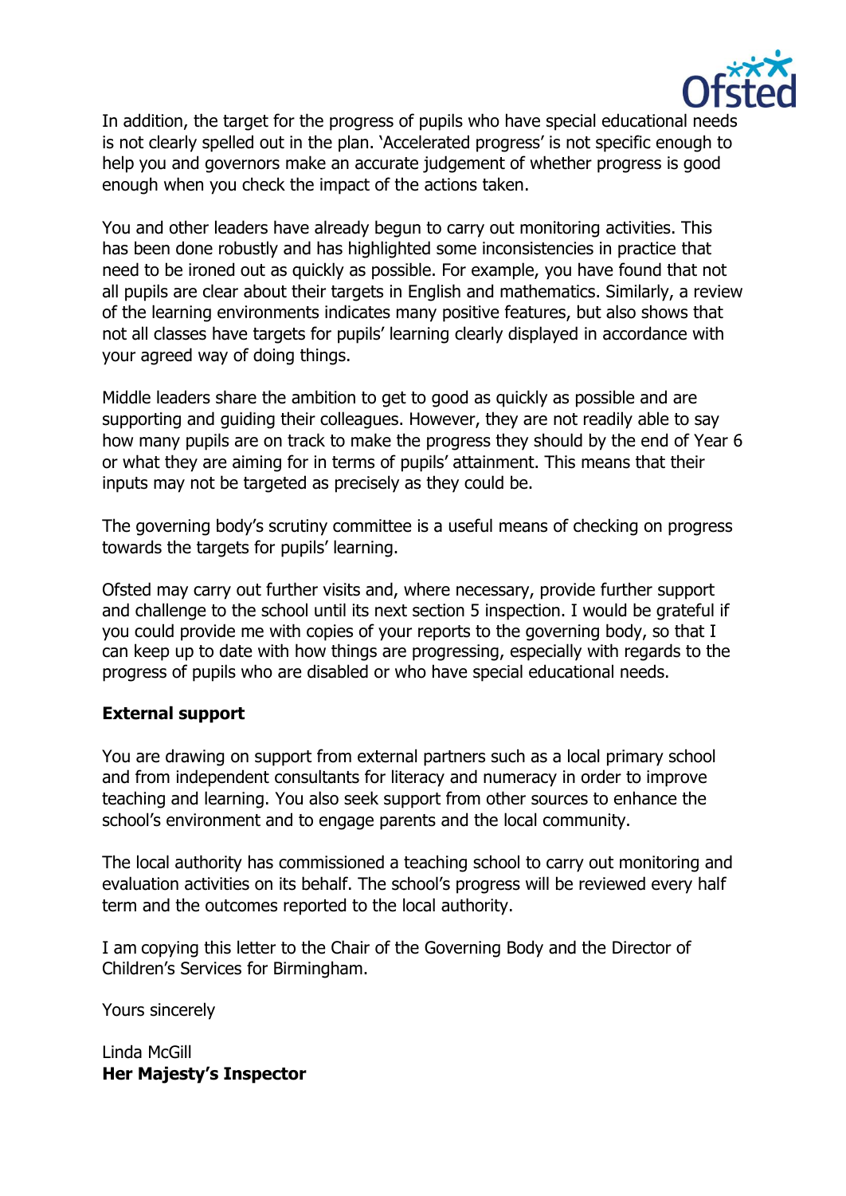In addition, the target for the progress of pupils who have special educational needs is not clearly spelled out in the plan. 'Accelerated progress' is not specific enough to help you and governors make an accurate judgement of whether progress is good enough when you check the impact of the actions taken.

You and other leaders have already begun to carry out monitoring activities. This has been done robustly and has highlighted some inconsistencies in practice that need to be ironed out as quickly as possible. For example, you have found that not all pupils are clear about their targets in English and mathematics. Similarly, a review of the learning environments indicates many positive features, but also shows that not all classes have targets for pupils' learning clearly displayed in accordance with your agreed way of doing things.

Middle leaders share the ambition to get to good as quickly as possible and are supporting and guiding their colleagues. However, they are not readily able to say how many pupils are on track to make the progress they should by the end of Year 6 or what they are aiming for in terms of pupils' attainment. This means that their inputs may not be targeted as precisely as they could be.

The governing body's scrutiny committee is a useful means of checking on progress towards the targets for pupils' learning.

Ofsted may carry out further visits and, where necessary, provide further support and challenge to the school until its next section 5 inspection. I would be grateful if you could provide me with copies of your reports to the governing body, so that I can keep up to date with how things are progressing, especially with regards to the progress of pupils who are disabled or who have special educational needs.

**External support**

You are drawing on support from external partners such as a local primary school and from independent consultants for literacy and numeracy in order to improve teaching and learning. You also seek support from other sources to enhance the school's environment and to engage parents and the local community.

The local authority has commissioned a teaching school to carry out monitoring and evaluation activities on its behalf. The school's progress will be reviewed every half term and the outcomes reported to the local authority.

I am copying this letter to the Chair of the Governing Body and the Director of Children's Services for Birmingham.

Yours sincerely

Linda McGill
**Her Majesty's Inspector**